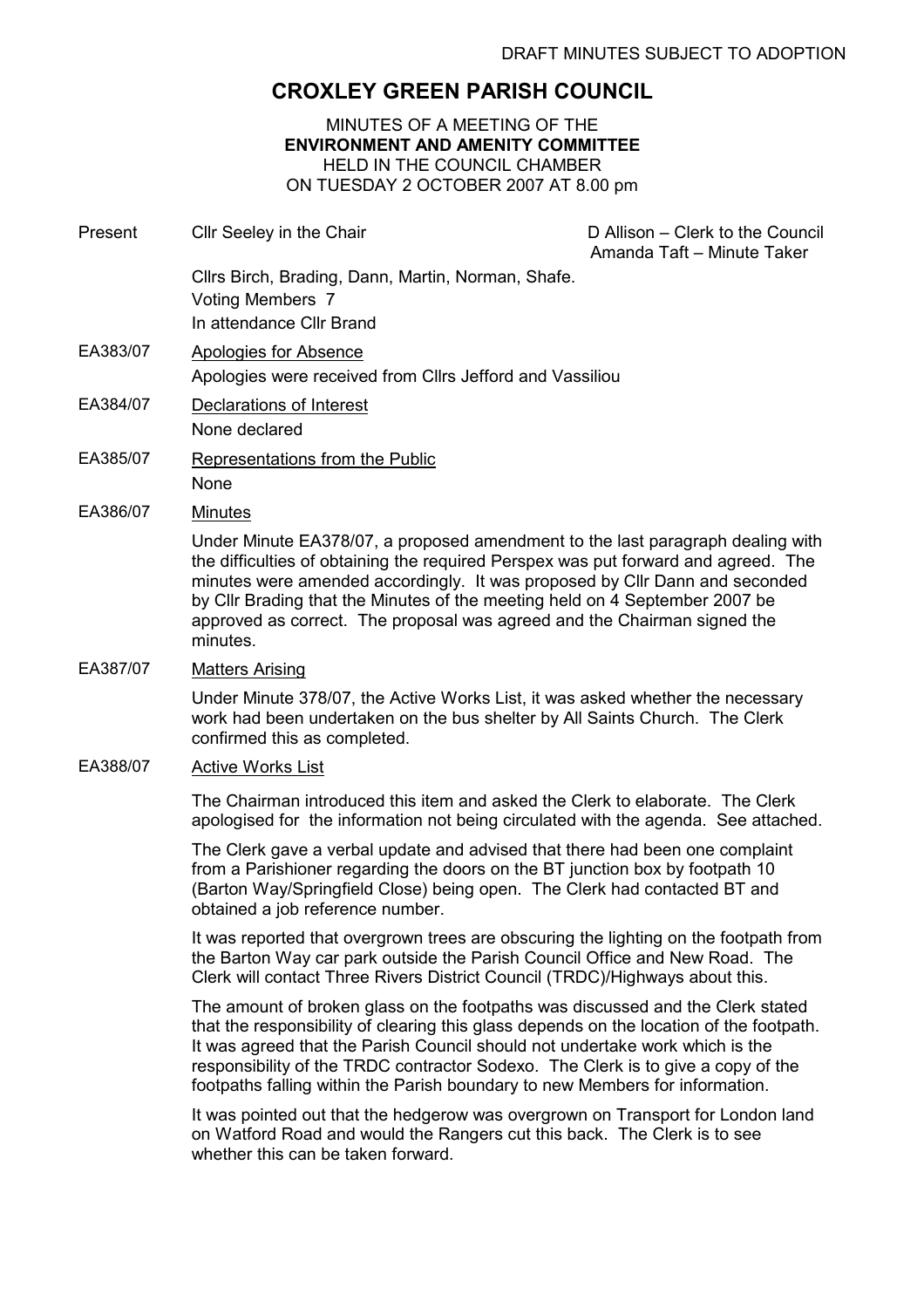DRAFT MINUTES SUBJECT TO ADOPTION

# CROXLEY GREEN PARISH COUNCIL

MINUTES OF A MEETING OF THE
**ENVIRONMENT AND AMENITY COMMITTEE**
HELD IN THE COUNCIL CHAMBER
ON TUESDAY 2 OCTOBER 2007 AT 8.00 pm

**Present** Cllr Seeley in the Chair

D Allison – Clerk to the Council
Amanda Taft – Minute Taker

Cllrs Birch, Brading, Dann, Martin, Norman, Shafe.
Voting Members 7
In attendance Cllr Brand

**EA383/07** Apologies for Absence

Apologies were received from Cllrs Jefford and Vassiliou

**EA384/07** Declarations of Interest

None declared

**EA385/07** Representations from the Public

None

**EA386/07** Minutes

Under Minute EA378/07, a proposed amendment to the last paragraph dealing with the difficulties of obtaining the required Perspex was put forward and agreed. The minutes were amended accordingly. It was proposed by Cllr Dann and seconded by Cllr Brading that the Minutes of the meeting held on 4 September 2007 be approved as correct. The proposal was agreed and the Chairman signed the minutes.

**EA387/07** Matters Arising

Under Minute 378/07, the Active Works List, it was asked whether the necessary work had been undertaken on the bus shelter by All Saints Church. The Clerk confirmed this as completed.

**EA388/07** Active Works List

The Chairman introduced this item and asked the Clerk to elaborate. The Clerk apologised for the information not being circulated with the agenda. See attached.

The Clerk gave a verbal update and advised that there had been one complaint from a Parishioner regarding the doors on the BT junction box by footpath 10 (Barton Way/Springfield Close) being open. The Clerk had contacted BT and obtained a job reference number.

It was reported that overgrown trees are obscuring the lighting on the footpath from the Barton Way car park outside the Parish Council Office and New Road. The Clerk will contact Three Rivers District Council (TRDC)/Highways about this.

The amount of broken glass on the footpaths was discussed and the Clerk stated that the responsibility of clearing this glass depends on the location of the footpath. It was agreed that the Parish Council should not undertake work which is the responsibility of the TRDC contractor Sodexo. The Clerk is to give a copy of the footpaths falling within the Parish boundary to new Members for information.

It was pointed out that the hedgerow was overgrown on Transport for London land on Watford Road and would the Rangers cut this back. The Clerk is to see whether this can be taken forward.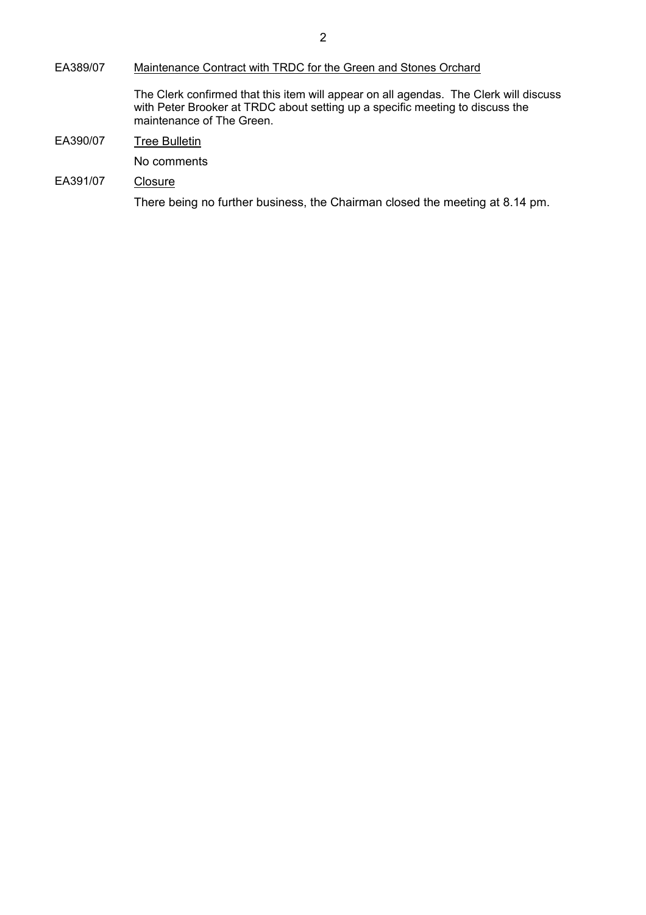EA389/07 Maintenance Contract with TRDC for the Green and Stones Orchard

The Clerk confirmed that this item will appear on all agendas. The Clerk will discuss with Peter Brooker at TRDC about setting up a specific meeting to discuss the maintenance of The Green.

EA390/07 Tree Bulletin

No comments

EA391/07 Closure

There being no further business, the Chairman closed the meeting at 8.14 pm.